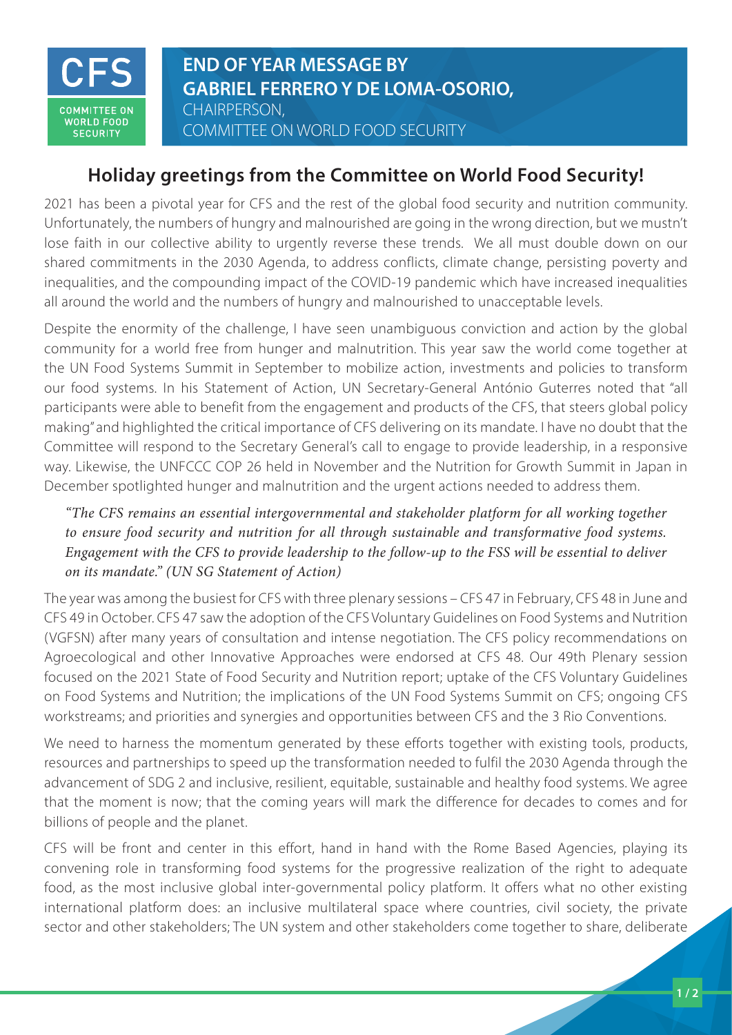CFS

COMMITTEE ON WORLD FOOD SECURITY

# END OF YEAR MESSAGE BY GABRIEL FERRERO Y DE LOMA-OSORIO,

CHAIRPERSON,
COMMITTEE ON WORLD FOOD SECURITY

## Holiday greetings from the Committee on World Food Security!

2021 has been a pivotal year for CFS and the rest of the global food security and nutrition community. Unfortunately, the numbers of hungry and malnourished are going in the wrong direction, but we mustn't lose faith in our collective ability to urgently reverse these trends. We all must double down on our shared commitments in the 2030 Agenda, to address conflicts, climate change, persisting poverty and inequalities, and the compounding impact of the COVID-19 pandemic which have increased inequalities all around the world and the numbers of hungry and malnourished to unacceptable levels.

Despite the enormity of the challenge, I have seen unambiguous conviction and action by the global community for a world free from hunger and malnutrition. This year saw the world come together at the UN Food Systems Summit in September to mobilize action, investments and policies to transform our food systems. In his Statement of Action, UN Secretary-General António Guterres noted that "all participants were able to benefit from the engagement and products of the CFS, that steers global policy making" and highlighted the critical importance of CFS delivering on its mandate. I have no doubt that the Committee will respond to the Secretary General's call to engage to provide leadership, in a responsive way. Likewise, the UNFCCC COP 26 held in November and the Nutrition for Growth Summit in Japan in December spotlighted hunger and malnutrition and the urgent actions needed to address them.

> *"The CFS remains an essential intergovernmental and stakeholder platform for all working together to ensure food security and nutrition for all through sustainable and transformative food systems. Engagement with the CFS to provide leadership to the follow-up to the FSS will be essential to deliver on its mandate." (UN SG Statement of Action)*

The year was among the busiest for CFS with three plenary sessions – CFS 47 in February, CFS 48 in June and CFS 49 in October. CFS 47 saw the adoption of the CFS Voluntary Guidelines on Food Systems and Nutrition (VGFSN) after many years of consultation and intense negotiation. The CFS policy recommendations on Agroecological and other Innovative Approaches were endorsed at CFS 48. Our 49th Plenary session focused on the 2021 State of Food Security and Nutrition report; uptake of the CFS Voluntary Guidelines on Food Systems and Nutrition; the implications of the UN Food Systems Summit on CFS; ongoing CFS workstreams; and priorities and synergies and opportunities between CFS and the 3 Rio Conventions.

We need to harness the momentum generated by these efforts together with existing tools, products, resources and partnerships to speed up the transformation needed to fulfil the 2030 Agenda through the advancement of SDG 2 and inclusive, resilient, equitable, sustainable and healthy food systems. We agree that the moment is now; that the coming years will mark the difference for decades to comes and for billions of people and the planet.

CFS will be front and center in this effort, hand in hand with the Rome Based Agencies, playing its convening role in transforming food systems for the progressive realization of the right to adequate food, as the most inclusive global inter-governmental policy platform. It offers what no other existing international platform does: an inclusive multilateral space where countries, civil society, the private sector and other stakeholders; The UN system and other stakeholders come together to share, deliberate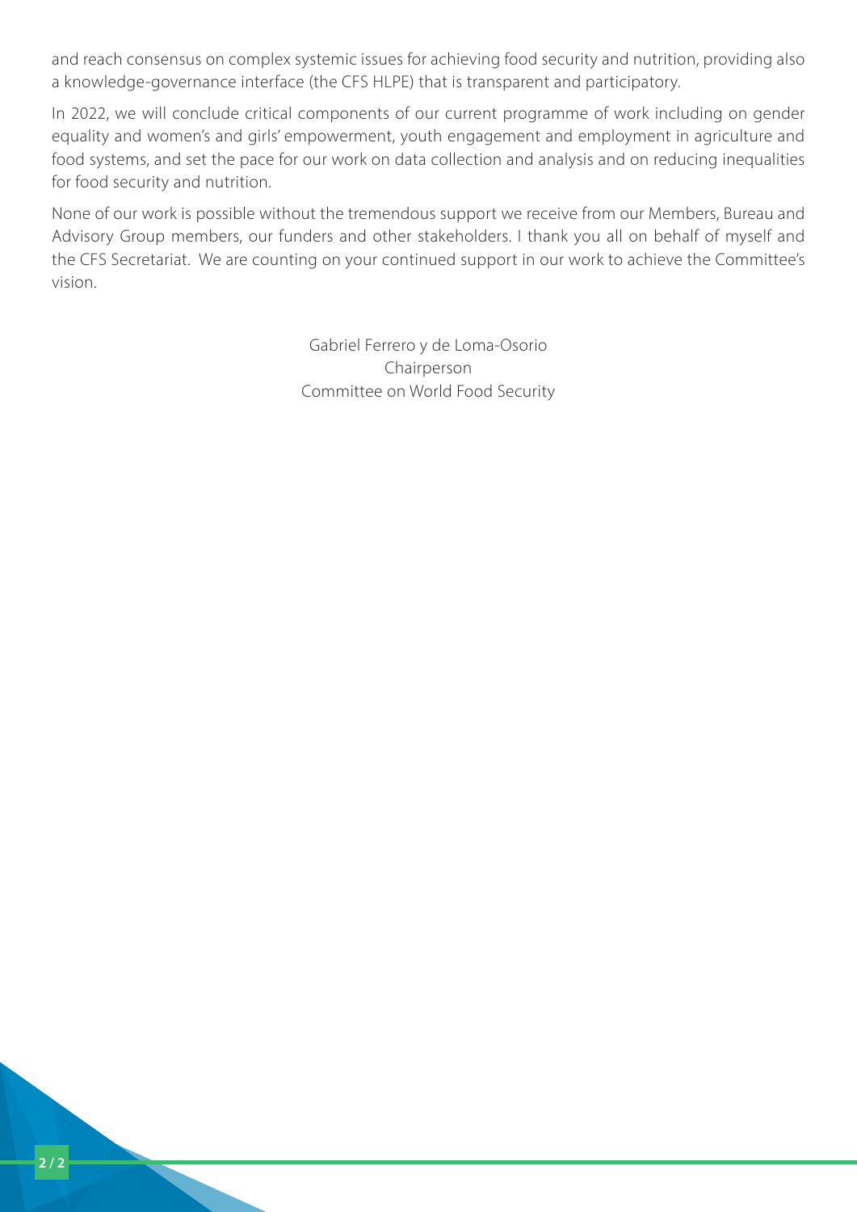and reach consensus on complex systemic issues for achieving food security and nutrition, providing also a knowledge-governance interface (the CFS HLPE) that is transparent and participatory.

In 2022, we will conclude critical components of our current programme of work including on gender equality and women's and girls' empowerment, youth engagement and employment in agriculture and food systems, and set the pace for our work on data collection and analysis and on reducing inequalities for food security and nutrition.

None of our work is possible without the tremendous support we receive from our Members, Bureau and Advisory Group members, our funders and other stakeholders. I thank you all on behalf of myself and the CFS Secretariat. We are counting on your continued support in our work to achieve the Committee's vision.

Gabriel Ferrero y de Loma-Osorio
Chairperson
Committee on World Food Security